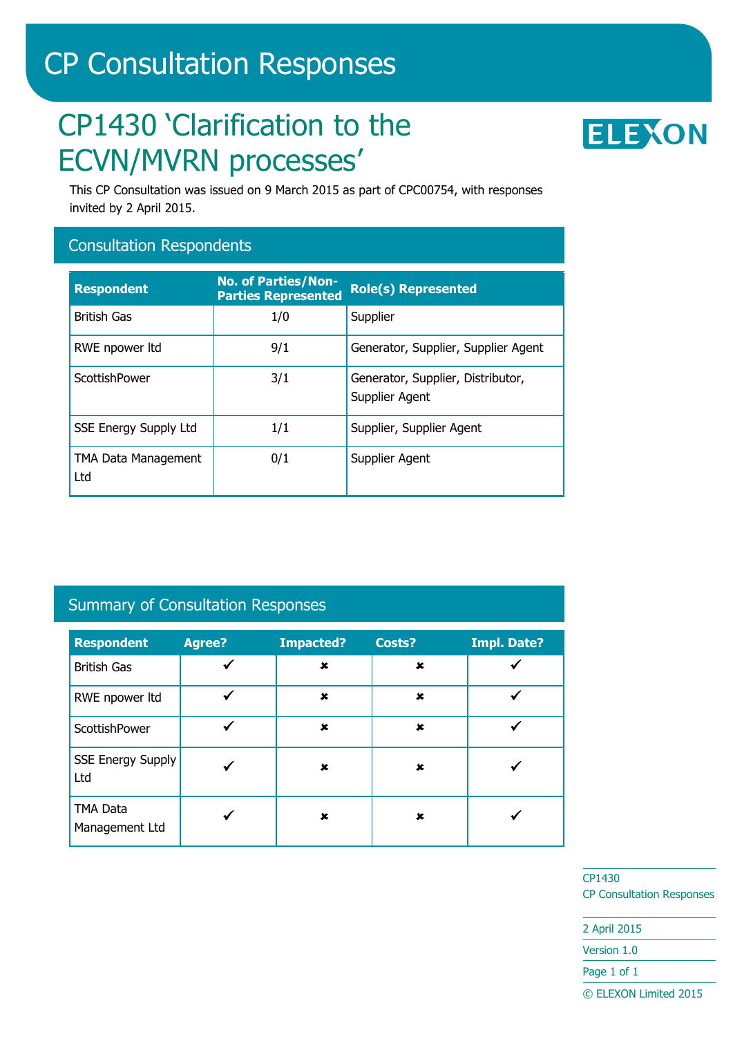# CP Consultation Responses

## CP1430 'Clarification to the ECVN/MVRN processes'

ELEXON

This CP Consultation was issued on 9 March 2015 as part of CPC00754, with responses invited by 2 April 2015.

### Consultation Respondents

| Respondent | No. of Parties/Non-Parties Represented | Role(s) Represented |
|---|---|---|
| British Gas | 1/0 | Supplier |
| RWE npower ltd | 9/1 | Generator, Supplier, Supplier Agent |
| ScottishPower | 3/1 | Generator, Supplier, Distributor, Supplier Agent |
| SSE Energy Supply Ltd | 1/1 | Supplier, Supplier Agent |
| TMA Data Management Ltd | 0/1 | Supplier Agent |

### Summary of Consultation Responses

| Respondent | Agree? | Impacted? | Costs? | Impl. Date? |
|---|---|---|---|---|
| British Gas | ✔ | ✘ | ✘ | ✔ |
| RWE npower ltd | ✔ | ✘ | ✘ | ✔ |
| ScottishPower | ✔ | ✘ | ✘ | ✔ |
| SSE Energy Supply Ltd | ✔ | ✘ | ✘ | ✔ |
| TMA Data Management Ltd | ✔ | ✘ | ✘ | ✔ |

CP1430
CP Consultation Responses

2 April 2015

Version 1.0

© ELEXON Limited 2015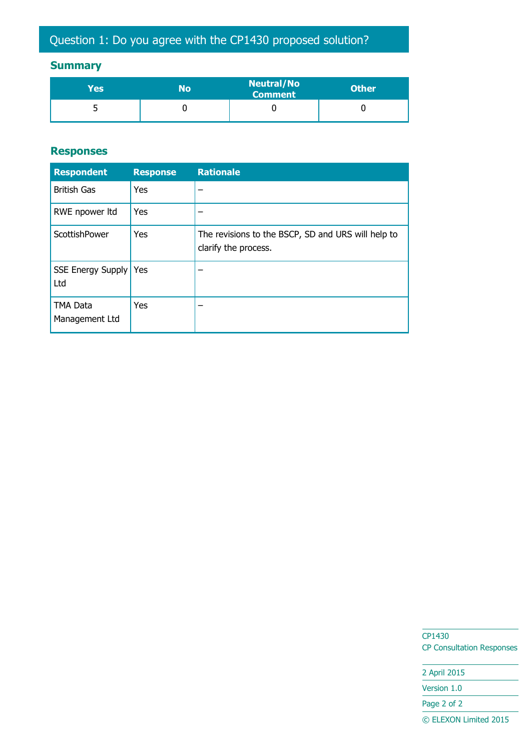## Question 1: Do you agree with the CP1430 proposed solution?

### Summary

| Yes | No | Neutral/No Comment | Other |
|---|---|---|---|
| 5 | 0 | 0 | 0 |

### Responses

| Respondent | Response | Rationale |
|---|---|---|
| British Gas | Yes | – |
| RWE npower ltd | Yes | – |
| ScottishPower | Yes | The revisions to the BSCP, SD and URS will help to clarify the process. |
| SSE Energy Supply Ltd | Yes | – |
| TMA Data Management Ltd | Yes | – |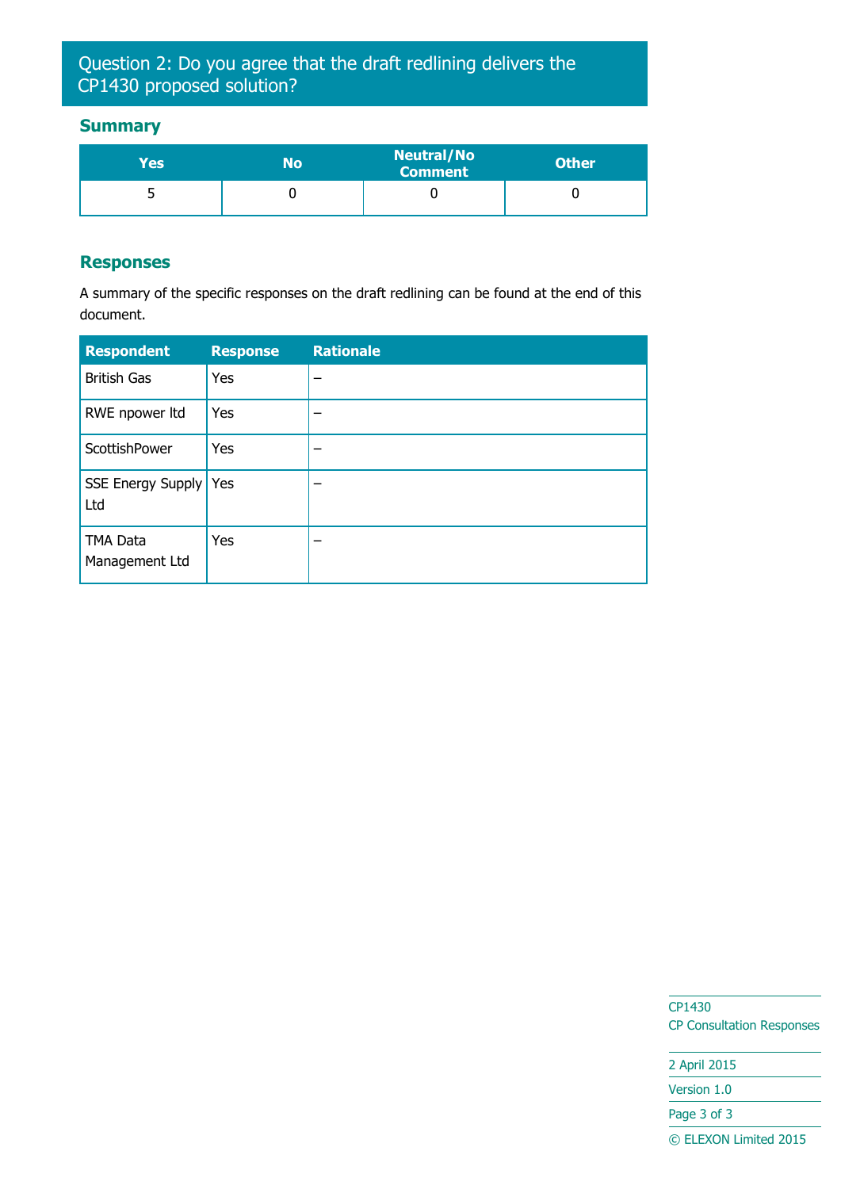## Question 2: Do you agree that the draft redlining delivers the CP1430 proposed solution?

### Summary

| Yes | No | Neutral/No Comment | Other |
|---|---|---|---|
| 5 | 0 | 0 | 0 |

### Responses

A summary of the specific responses on the draft redlining can be found at the end of this document.

| Respondent | Response | Rationale |
|---|---|---|
| British Gas | Yes | – |
| RWE npower ltd | Yes | – |
| ScottishPower | Yes | – |
| SSE Energy Supply Ltd | Yes | – |
| TMA Data Management Ltd | Yes | – |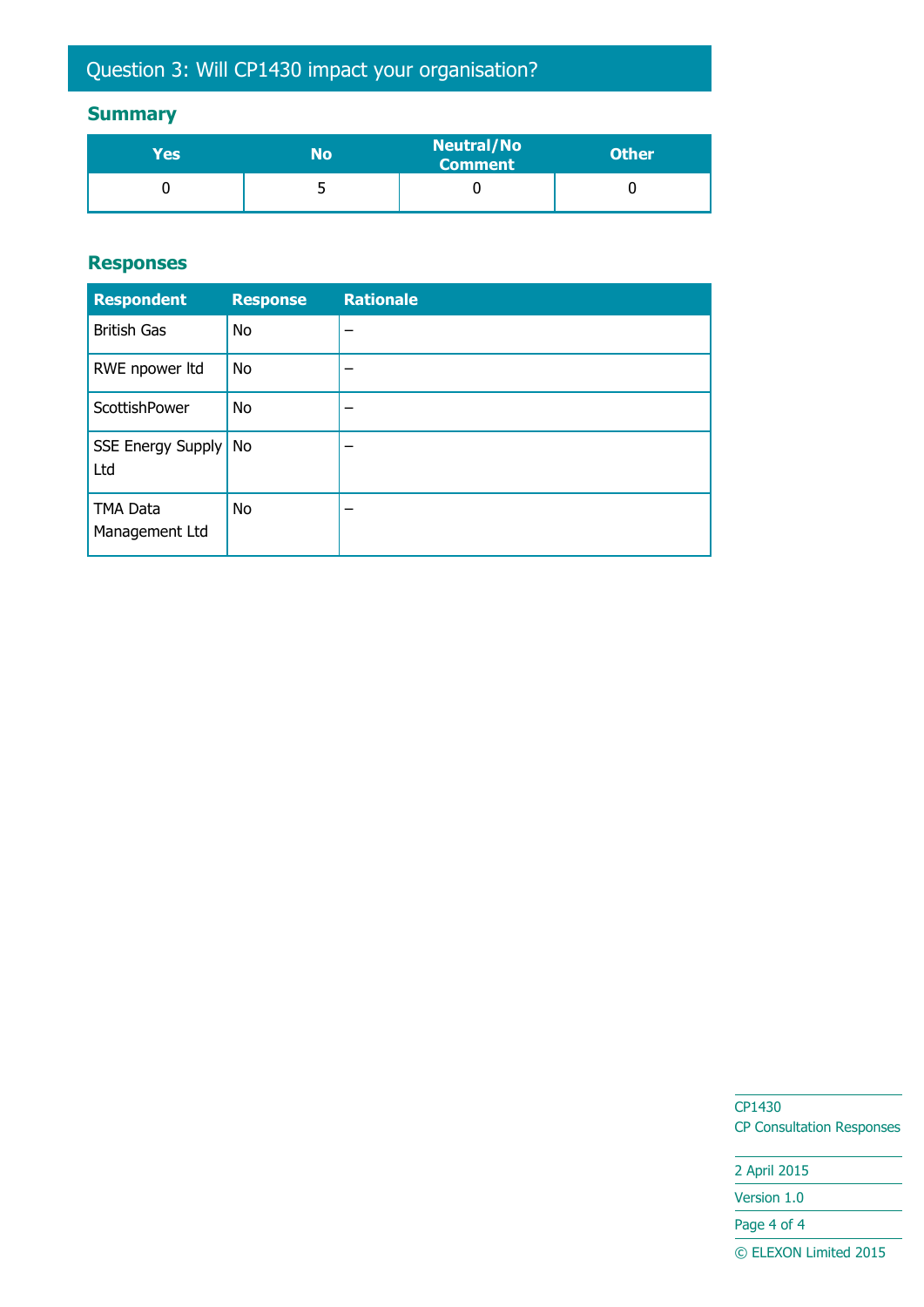## Question 3: Will CP1430 impact your organisation?

### Summary

| Yes | No | Neutral/No Comment | Other |
|---|---|---|---|
| 0 | 5 | 0 | 0 |

### Responses

| Respondent | Response | Rationale |
|---|---|---|
| British Gas | No | – |
| RWE npower ltd | No | – |
| ScottishPower | No | – |
| SSE Energy Supply Ltd | No | – |
| TMA Data Management Ltd | No | – |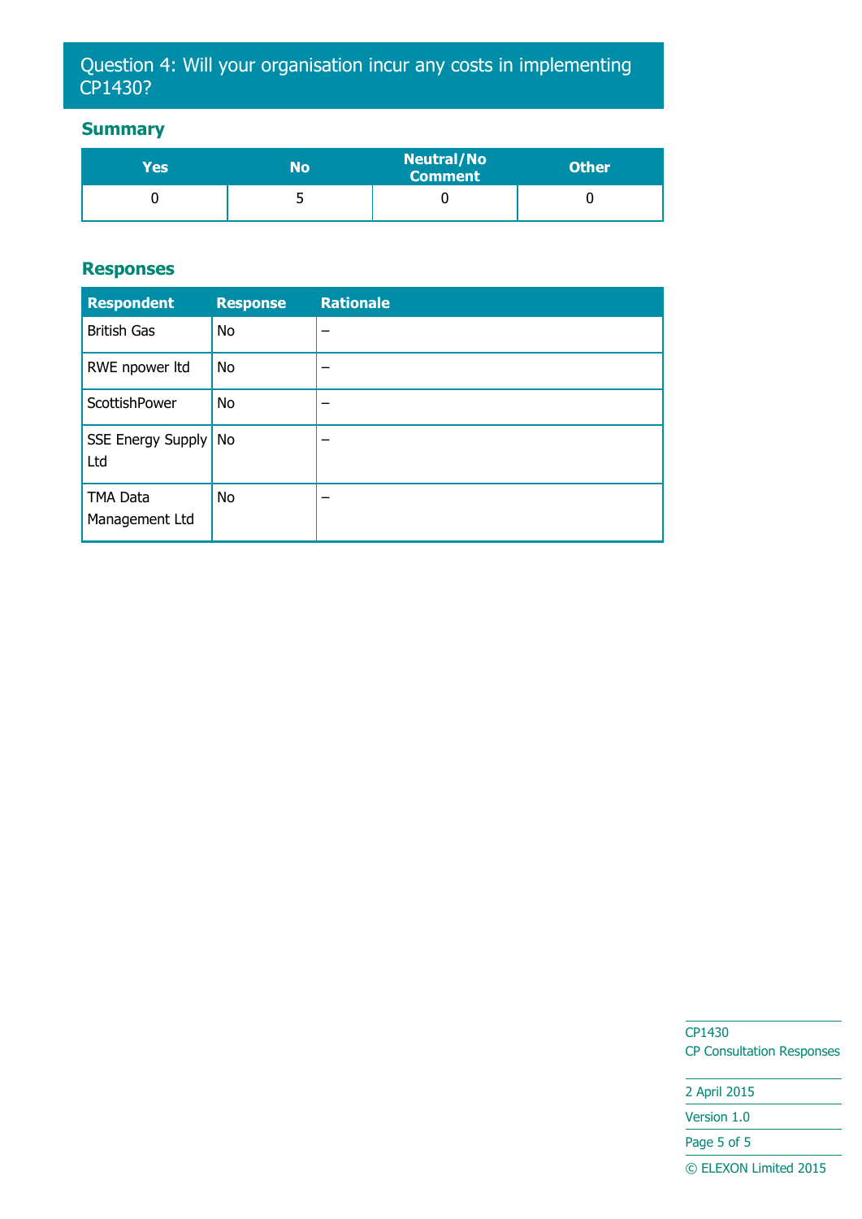## Question 4: Will your organisation incur any costs in implementing CP1430?

### Summary

| Yes | No | Neutral/No Comment | Other |
|---|---|---|---|
| 0 | 5 | 0 | 0 |

### Responses

| Respondent | Response | Rationale |
|---|---|---|
| British Gas | No | – |
| RWE npower ltd | No | – |
| ScottishPower | No | – |
| SSE Energy Supply Ltd | No | – |
| TMA Data Management Ltd | No | – |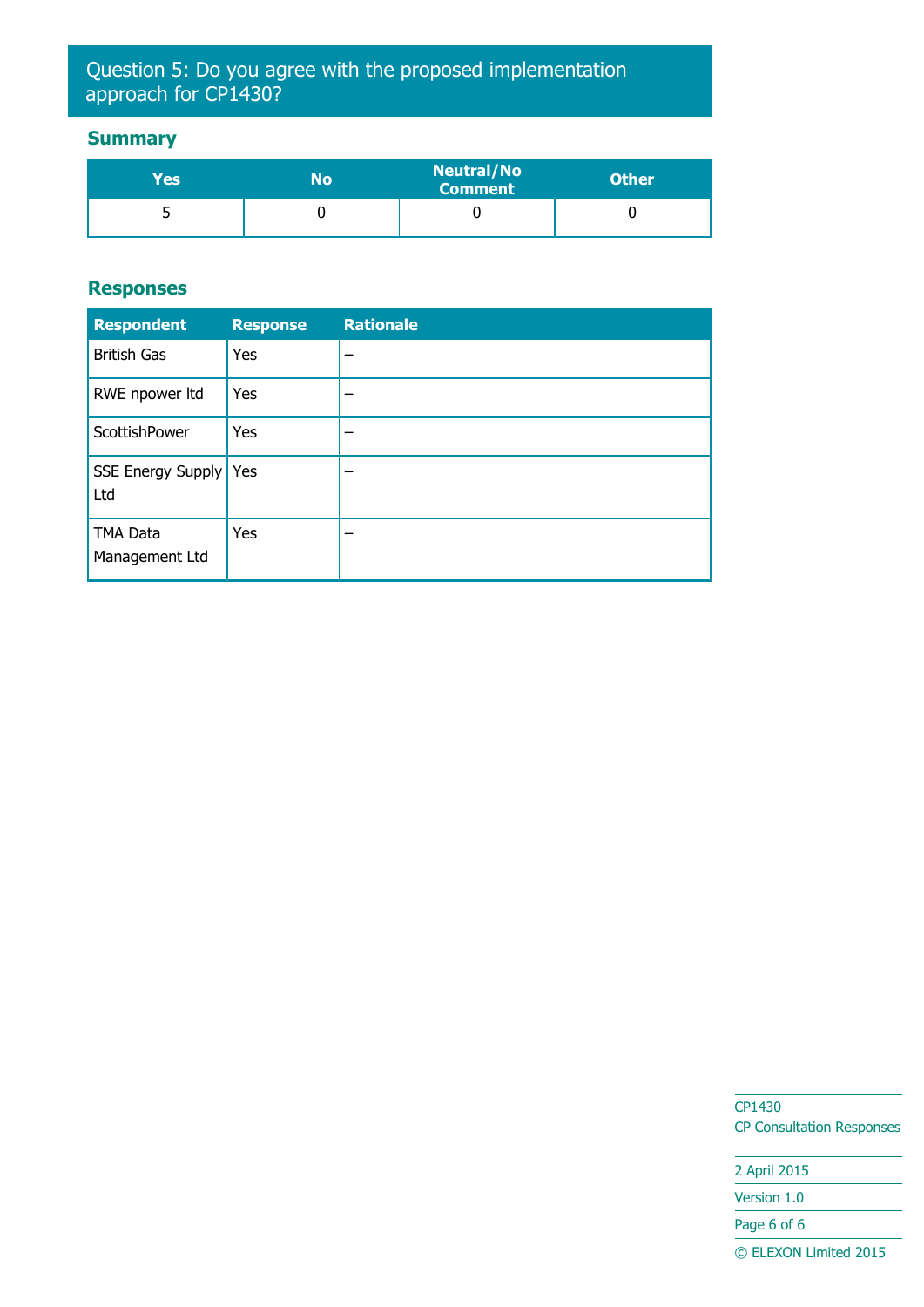## Question 5: Do you agree with the proposed implementation approach for CP1430?

### Summary

| Yes | No | Neutral/No Comment | Other |
|---|---|---|---|
| 5 | 0 | 0 | 0 |

### Responses

| Respondent | Response | Rationale |
|---|---|---|
| British Gas | Yes | – |
| RWE npower ltd | Yes | – |
| ScottishPower | Yes | – |
| SSE Energy Supply Ltd | Yes | – |
| TMA Data Management Ltd | Yes | – |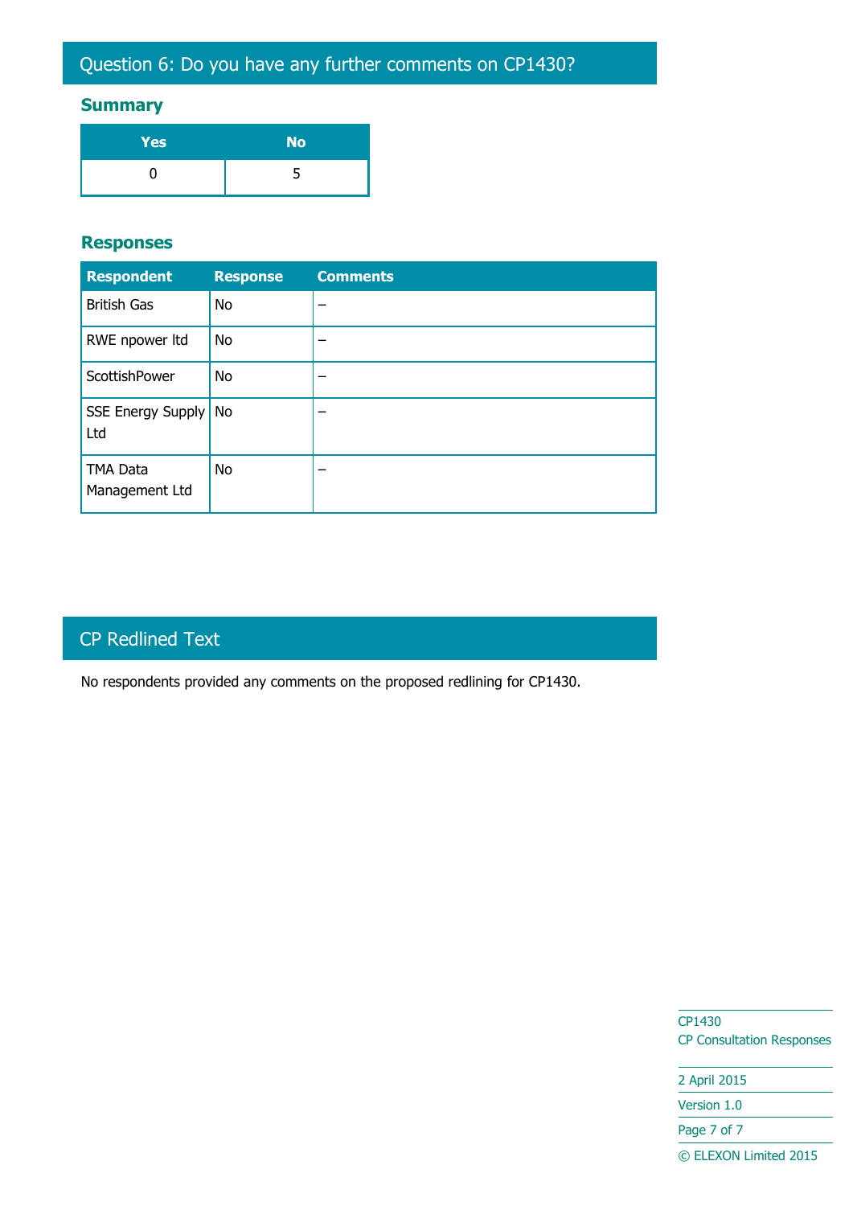## Question 6: Do you have any further comments on CP1430?

### Summary

| Yes | No |
|---|---|
| 0 | 5 |

### Responses

| Respondent | Response | Comments |
|---|---|---|
| British Gas | No | – |
| RWE npower ltd | No | – |
| ScottishPower | No | – |
| SSE Energy Supply Ltd | No | – |
| TMA Data Management Ltd | No | – |

## CP Redlined Text

No respondents provided any comments on the proposed redlining for CP1430.